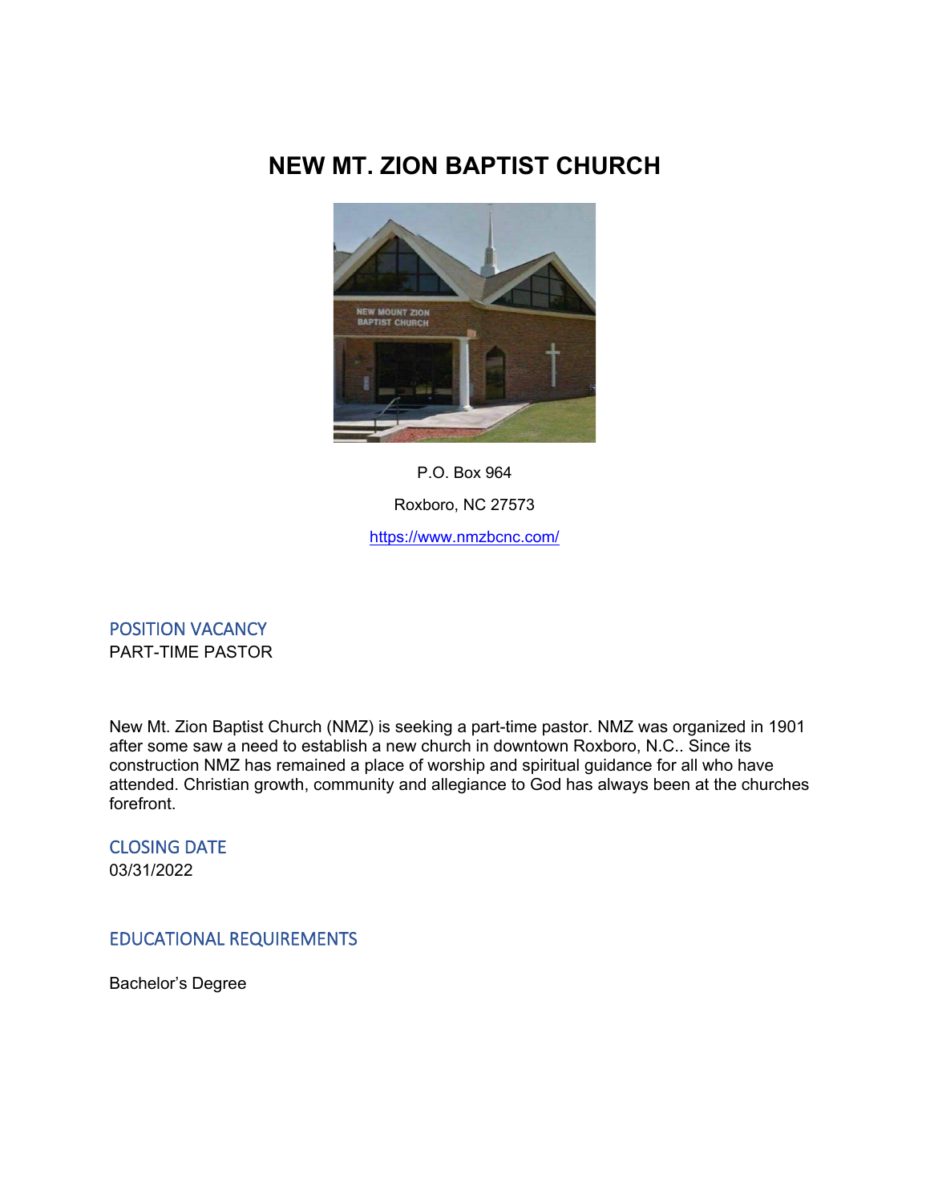# NEW MT. ZION BAPTIST CHURCH

P.O. Box 964

Roxboro, NC 27573

https://www.nmzbcnc.com/

## POSITION VACANCY

PART-TIME PASTOR

New Mt. Zion Baptist Church (NMZ) is seeking a part-time pastor. NMZ was organized in 1901 after some saw a need to establish a new church in downtown Roxboro, N.C.. Since its construction NMZ has remained a place of worship and spiritual guidance for all who have attended. Christian growth, community and allegiance to God has always been at the churches forefront.

## CLOSING DATE

03/31/2022

## EDUCATIONAL REQUIREMENTS

Bachelor's Degree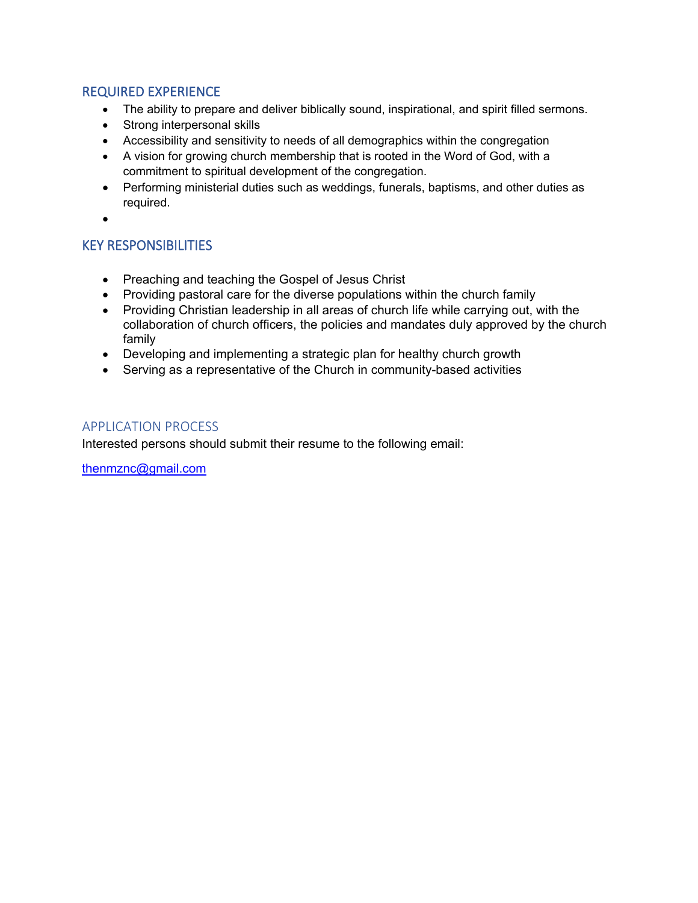## REQUIRED EXPERIENCE

- The ability to prepare and deliver biblically sound, inspirational, and spirit filled sermons.
- Strong interpersonal skills
- Accessibility and sensitivity to needs of all demographics within the congregation
- A vision for growing church membership that is rooted in the Word of God, with a commitment to spiritual development of the congregation.
- Performing ministerial duties such as weddings, funerals, baptisms, and other duties as required.

## KEY RESPONSIBILITIES

- Preaching and teaching the Gospel of Jesus Christ
- Providing pastoral care for the diverse populations within the church family
- Providing Christian leadership in all areas of church life while carrying out, with the collaboration of church officers, the policies and mandates duly approved by the church family
- Developing and implementing a strategic plan for healthy church growth
- Serving as a representative of the Church in community-based activities

## APPLICATION PROCESS

Interested persons should submit their resume to the following email:

thenmznc@gmail.com